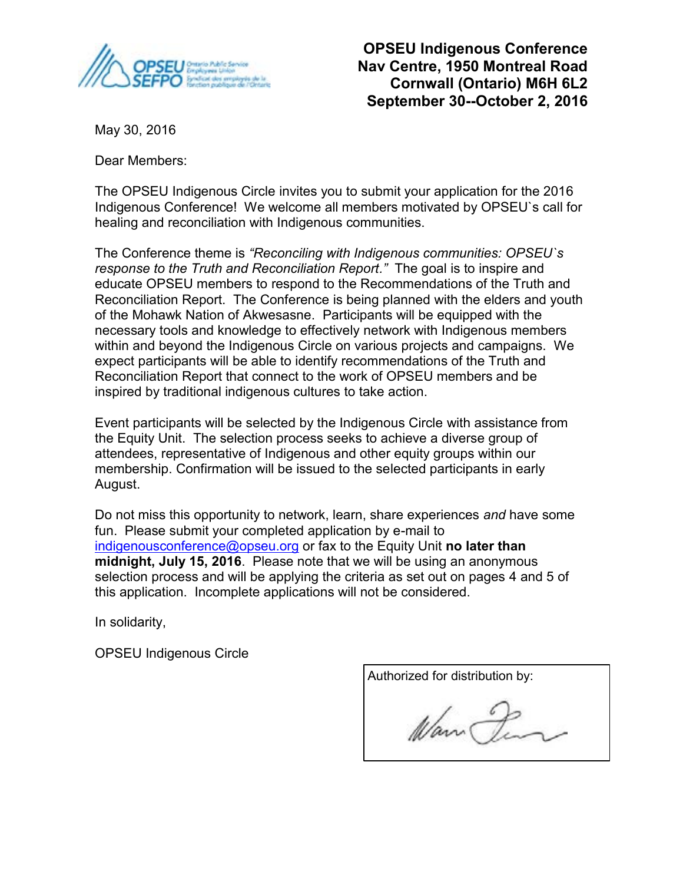**OPSEU Indigenous Conference**
**Nav Centre, 1950 Montreal Road**
**Cornwall (Ontario) M6H 6L2**
**September 30--October 2, 2016**

May 30, 2016

Dear Members:

The OPSEU Indigenous Circle invites you to submit your application for the 2016 Indigenous Conference! We welcome all members motivated by OPSEU`s call for healing and reconciliation with Indigenous communities.

The Conference theme is *"Reconciling with Indigenous communities: OPSEU`s response to the Truth and Reconciliation Report."* The goal is to inspire and educate OPSEU members to respond to the Recommendations of the Truth and Reconciliation Report. The Conference is being planned with the elders and youth of the Mohawk Nation of Akwesasne. Participants will be equipped with the necessary tools and knowledge to effectively network with Indigenous members within and beyond the Indigenous Circle on various projects and campaigns. We expect participants will be able to identify recommendations of the Truth and Reconciliation Report that connect to the work of OPSEU members and be inspired by traditional indigenous cultures to take action.

Event participants will be selected by the Indigenous Circle with assistance from the Equity Unit. The selection process seeks to achieve a diverse group of attendees, representative of Indigenous and other equity groups within our membership. Confirmation will be issued to the selected participants in early August.

Do not miss this opportunity to network, learn, share experiences *and* have some fun. Please submit your completed application by e-mail to indigenousconference@opseu.org or fax to the Equity Unit **no later than midnight, July 15, 2016**. Please note that we will be using an anonymous selection process and will be applying the criteria as set out on pages 4 and 5 of this application. Incomplete applications will not be considered.

In solidarity,

OPSEU Indigenous Circle

Authorized for distribution by: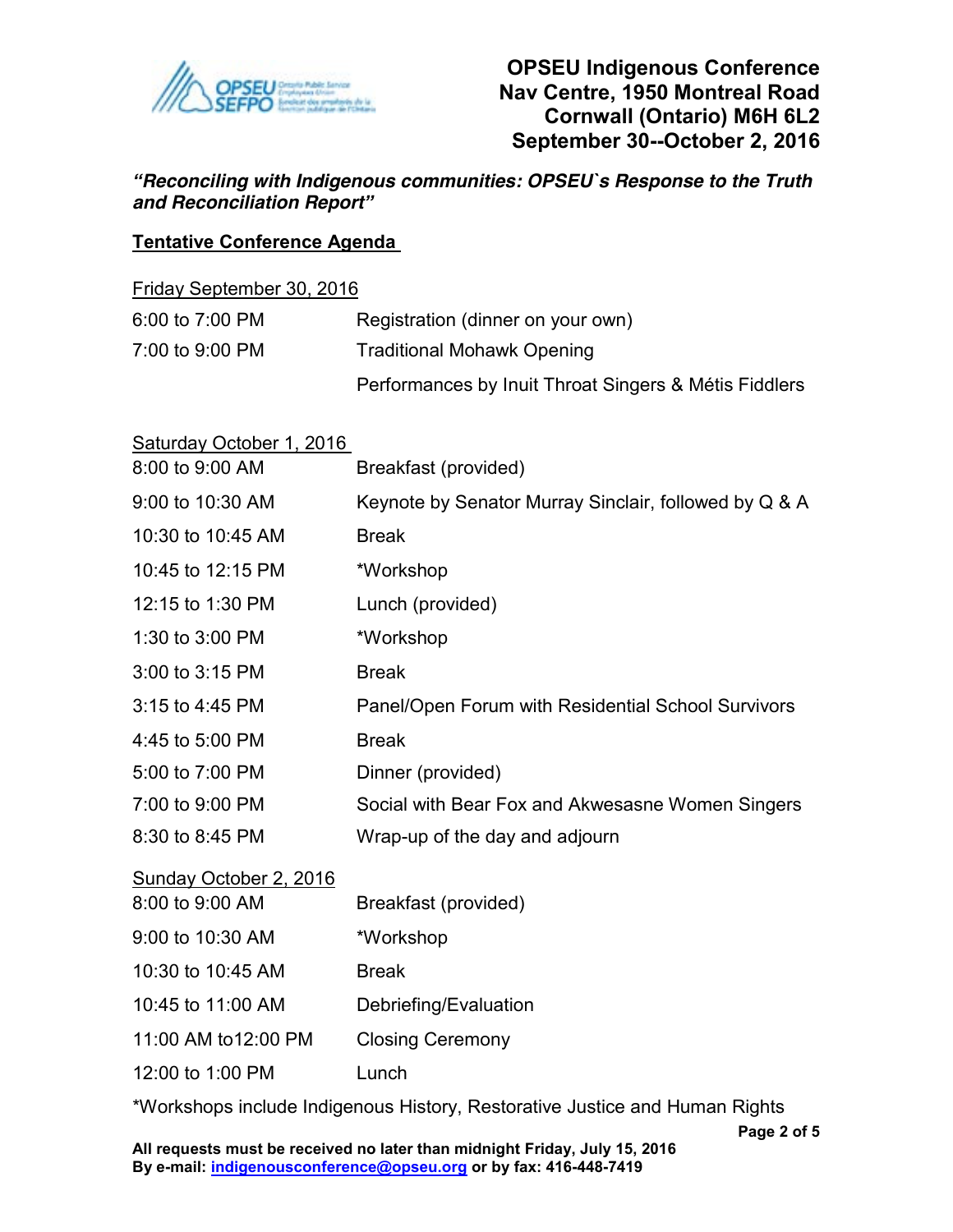# OPSEU Indigenous Conference
**Nav Centre, 1950 Montreal Road**
**Cornwall (Ontario) M6H 6L2**
**September 30--October 2, 2016**

***"Reconciling with Indigenous communities: OPSEU`s Response to the Truth and Reconciliation Report"***

## Tentative Conference Agenda

**Friday September 30, 2016**

| | |
|---|---|
| 6:00 to 7:00 PM | Registration (dinner on your own) |
| 7:00 to 9:00 PM | Traditional Mohawk Opening |
| | Performances by Inuit Throat Singers & Métis Fiddlers |

**Saturday October 1, 2016**

| | |
|---|---|
| 8:00 to 9:00 AM | Breakfast (provided) |
| 9:00 to 10:30 AM | Keynote by Senator Murray Sinclair, followed by Q & A |
| 10:30 to 10:45 AM | Break |
| 10:45 to 12:15 PM | *Workshop |
| 12:15 to 1:30 PM | Lunch (provided) |
| 1:30 to 3:00 PM | *Workshop |
| 3:00 to 3:15 PM | Break |
| 3:15 to 4:45 PM | Panel/Open Forum with Residential School Survivors |
| 4:45 to 5:00 PM | Break |
| 5:00 to 7:00 PM | Dinner (provided) |
| 7:00 to 9:00 PM | Social with Bear Fox and Akwesasne Women Singers |
| 8:30 to 8:45 PM | Wrap-up of the day and adjourn |

**Sunday October 2, 2016**

| | |
|---|---|
| 8:00 to 9:00 AM | Breakfast (provided) |
| 9:00 to 10:30 AM | *Workshop |
| 10:30 to 10:45 AM | Break |
| 10:45 to 11:00 AM | Debriefing/Evaluation |
| 11:00 AM to12:00 PM | Closing Ceremony |
| 12:00 to 1:00 PM | Lunch |

*Workshops include Indigenous History, Restorative Justice and Human Rights

**All requests must be received no later than midnight Friday, July 15, 2016**
**By e-mail: indigenousconference@opseu.org or by fax: 416-448-7419**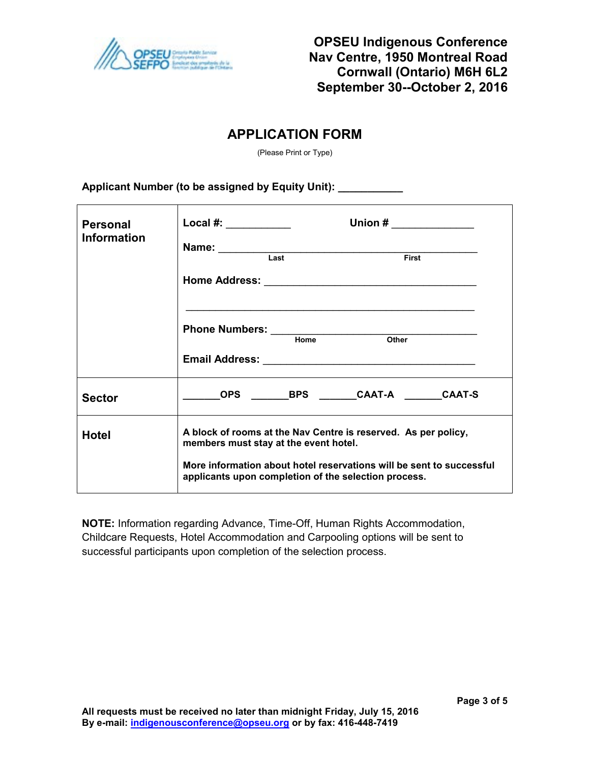**OPSEU Indigenous Conference**
**Nav Centre, 1950 Montreal Road**
**Cornwall (Ontario) M6H 6L2**
**September 30--October 2, 2016**

# APPLICATION FORM

(Please Print or Type)

**Applicant Number (to be assigned by Equity Unit): ___________**

| | |
|---|---|
| **Personal Information** | **Local #:** ___________ **Union #** ______________<br><br>**Name:** ____________________________________________<br>Last First<br><br>**Home Address:** _____________________________________<br><br>____________________________________________________<br><br>**Phone Numbers:** ____________________________________<br>Home Other<br><br>**Email Address:** _____________________________________ |
| **Sector** | _______**OPS** _______**BPS** _______**CAAT-A** _______**CAAT-S** |
| **Hotel** | **A block of rooms at the Nav Centre is reserved. As per policy, members must stay at the event hotel.**<br><br>**More information about hotel reservations will be sent to successful applicants upon completion of the selection process.** |

**NOTE:** Information regarding Advance, Time-Off, Human Rights Accommodation, Childcare Requests, Hotel Accommodation and Carpooling options will be sent to successful participants upon completion of the selection process.

**All requests must be received no later than midnight Friday, July 15, 2016**
**By e-mail: indigenousconference@opseu.org or by fax: 416-448-7419**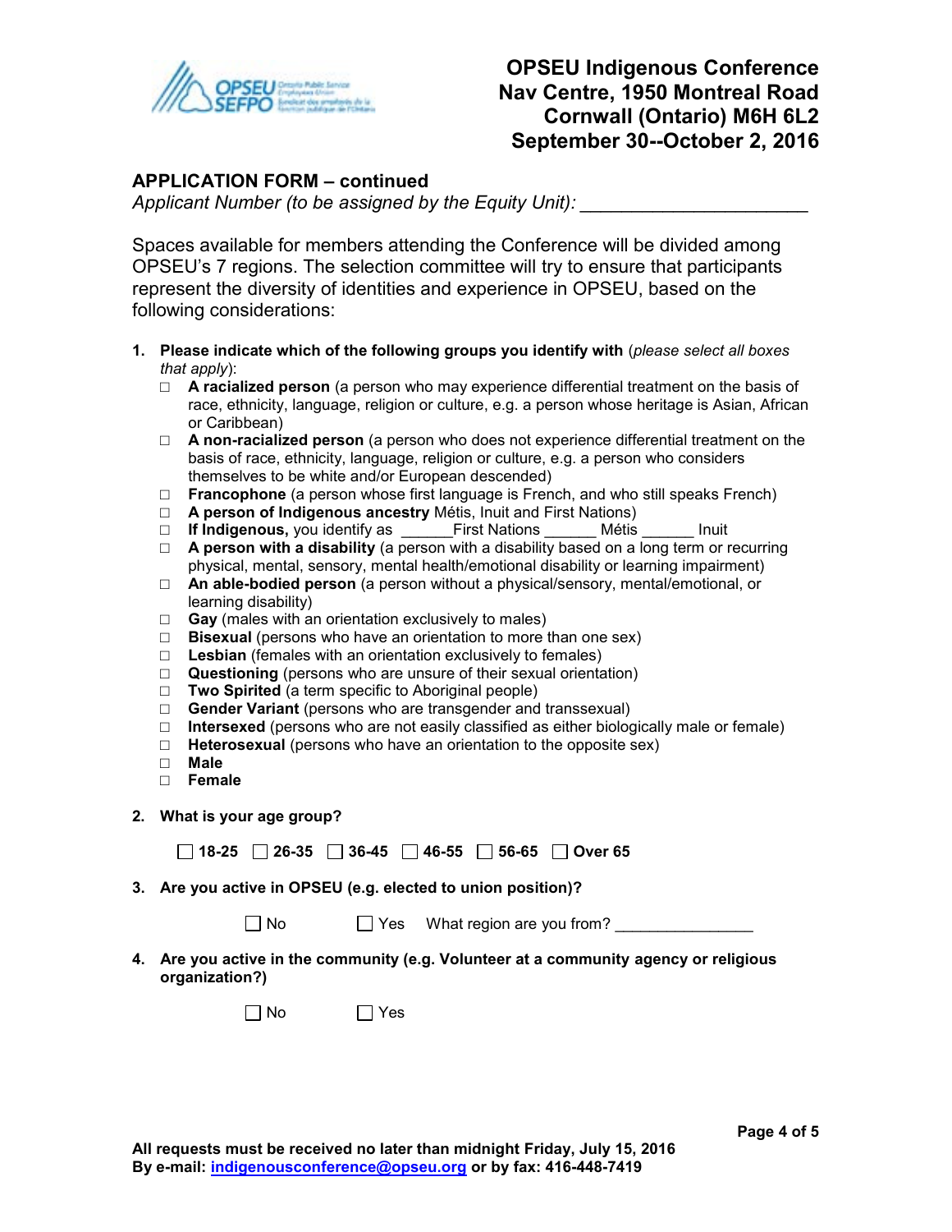# OPSEU Indigenous Conference
**Nav Centre, 1950 Montreal Road**
**Cornwall (Ontario) M6H 6L2**
**September 30--October 2, 2016**

## APPLICATION FORM – continued

*Applicant Number (to be assigned by the Equity Unit):* ______________________

Spaces available for members attending the Conference will be divided among OPSEU's 7 regions. The selection committee will try to ensure that participants represent the diversity of identities and experience in OPSEU, based on the following considerations:

1. **Please indicate which of the following groups you identify with** (*please select all boxes that apply*):
   - ☐ **A racialized person** (a person who may experience differential treatment on the basis of race, ethnicity, language, religion or culture, e.g. a person whose heritage is Asian, African or Caribbean)
   - ☐ **A non-racialized person** (a person who does not experience differential treatment on the basis of race, ethnicity, language, religion or culture, e.g. a person who considers themselves to be white and/or European descended)
   - ☐ **Francophone** (a person whose first language is French, and who still speaks French)
   - ☐ **A person of Indigenous ancestry** Métis, Inuit and First Nations)
   - ☐ **If Indigenous,** you identify as ______First Nations ______ Métis ______ Inuit
   - ☐ **A person with a disability** (a person with a disability based on a long term or recurring physical, mental, sensory, mental health/emotional disability or learning impairment)
   - ☐ **An able-bodied person** (a person without a physical/sensory, mental/emotional, or learning disability)
   - ☐ **Gay** (males with an orientation exclusively to males)
   - ☐ **Bisexual** (persons who have an orientation to more than one sex)
   - ☐ **Lesbian** (females with an orientation exclusively to females)
   - ☐ **Questioning** (persons who are unsure of their sexual orientation)
   - ☐ **Two Spirited** (a term specific to Aboriginal people)
   - ☐ **Gender Variant** (persons who are transgender and transsexual)
   - ☐ **Intersexed** (persons who are not easily classified as either biologically male or female)
   - ☐ **Heterosexual** (persons who have an orientation to the opposite sex)
   - ☐ **Male**
   - ☐ **Female**

2. **What is your age group?**

   ☐ **18-25** ☐ **26-35** ☐ **36-45** ☐ **46-55** ☐ **56-65** ☐ **Over 65**

3. **Are you active in OPSEU (e.g. elected to union position)?**

   ☐ No ☐ Yes What region are you from? _______________

4. **Are you active in the community (e.g. Volunteer at a community agency or religious organization?)**

   ☐ No ☐ Yes

**All requests must be received no later than midnight Friday, July 15, 2016**
**By e-mail: indigenousconference@opseu.org or by fax: 416-448-7419**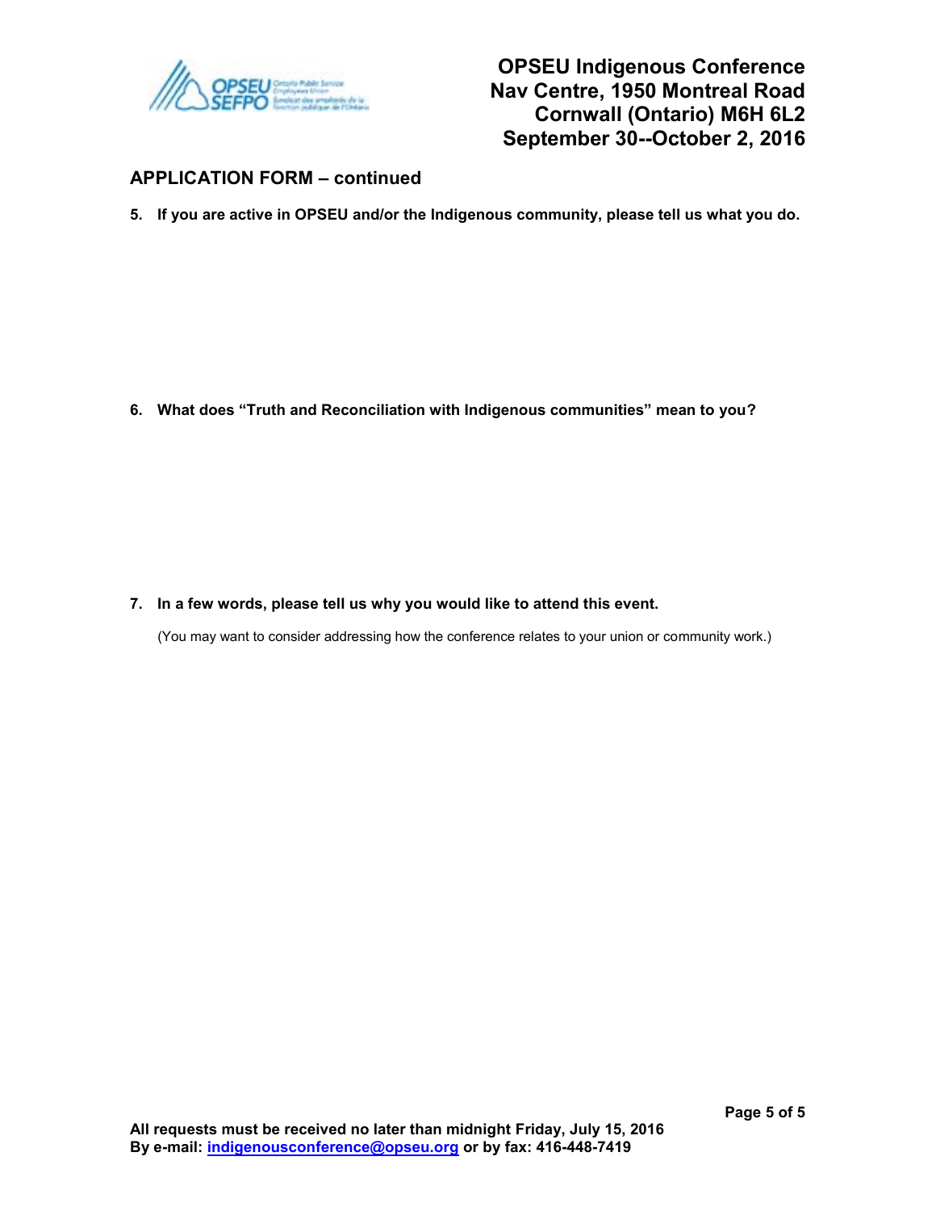**OPSEU Indigenous Conference**
**Nav Centre, 1950 Montreal Road**
**Cornwall (Ontario) M6H 6L2**
**September 30--October 2, 2016**

## APPLICATION FORM – continued

5. **If you are active in OPSEU and/or the Indigenous community, please tell us what you do.**

6. **What does "Truth and Reconciliation with Indigenous communities" mean to you?**

7. **In a few words, please tell us why you would like to attend this event.**

   (You may want to consider addressing how the conference relates to your union or community work.)

**All requests must be received no later than midnight Friday, July 15, 2016**
**By e-mail: indigenousconference@opseu.org or by fax: 416-448-7419**